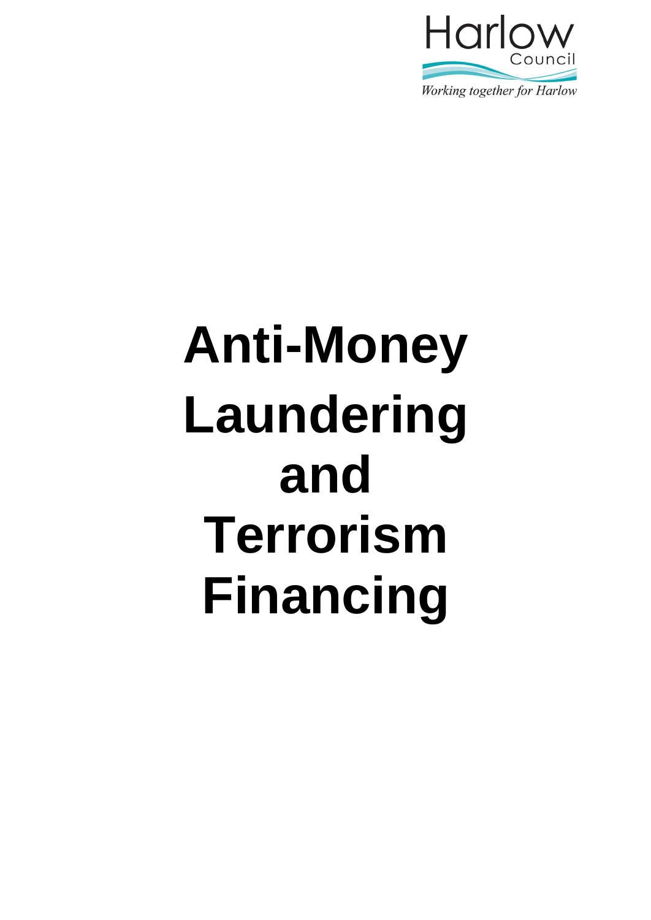Harlow Council

*Working together for Harlow*

# Anti-Money Laundering and Terrorism Financing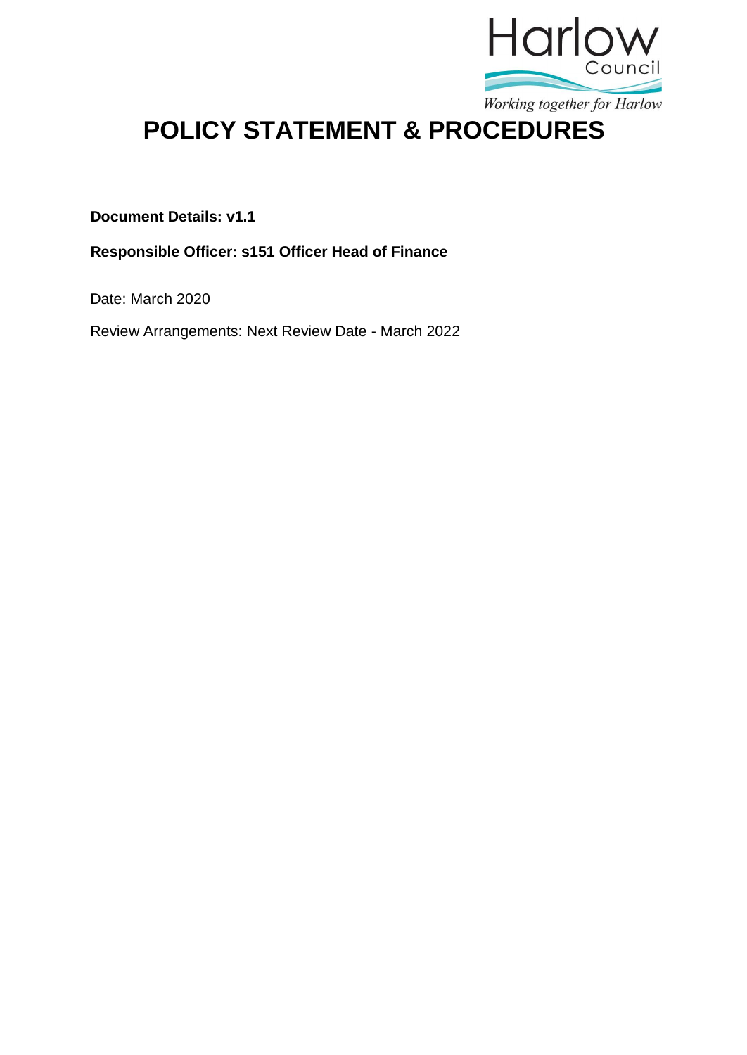# POLICY STATEMENT & PROCEDURES

**Document Details: v1.1**

**Responsible Officer: s151 Officer Head of Finance**

Date: March 2020

Review Arrangements: Next Review Date - March 2022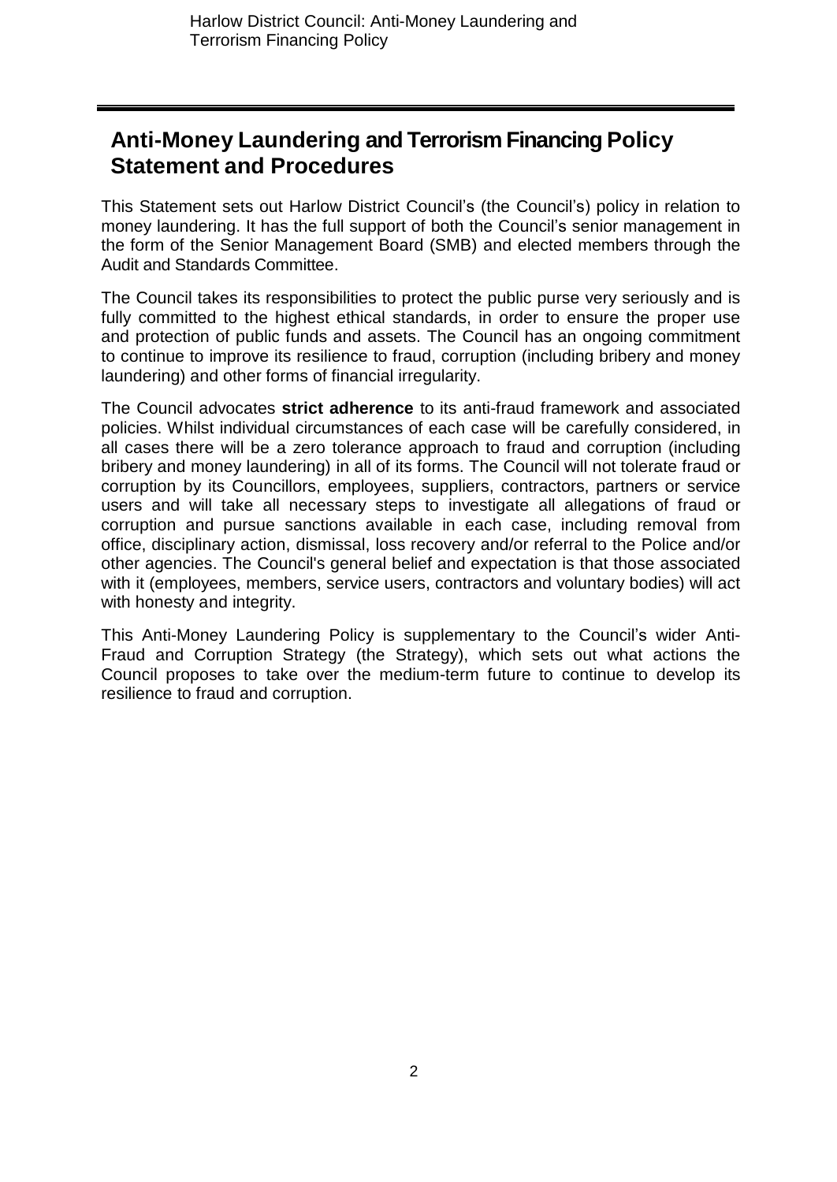# Anti-Money Laundering and Terrorism Financing Policy Statement and Procedures

This Statement sets out Harlow District Council's (the Council's) policy in relation to money laundering. It has the full support of both the Council's senior management in the form of the Senior Management Board (SMB) and elected members through the Audit and Standards Committee.

The Council takes its responsibilities to protect the public purse very seriously and is fully committed to the highest ethical standards, in order to ensure the proper use and protection of public funds and assets. The Council has an ongoing commitment to continue to improve its resilience to fraud, corruption (including bribery and money laundering) and other forms of financial irregularity.

The Council advocates **strict adherence** to its anti-fraud framework and associated policies. Whilst individual circumstances of each case will be carefully considered, in all cases there will be a zero tolerance approach to fraud and corruption (including bribery and money laundering) in all of its forms. The Council will not tolerate fraud or corruption by its Councillors, employees, suppliers, contractors, partners or service users and will take all necessary steps to investigate all allegations of fraud or corruption and pursue sanctions available in each case, including removal from office, disciplinary action, dismissal, loss recovery and/or referral to the Police and/or other agencies. The Council's general belief and expectation is that those associated with it (employees, members, service users, contractors and voluntary bodies) will act with honesty and integrity.

This Anti-Money Laundering Policy is supplementary to the Council's wider Anti-Fraud and Corruption Strategy (the Strategy), which sets out what actions the Council proposes to take over the medium-term future to continue to develop its resilience to fraud and corruption.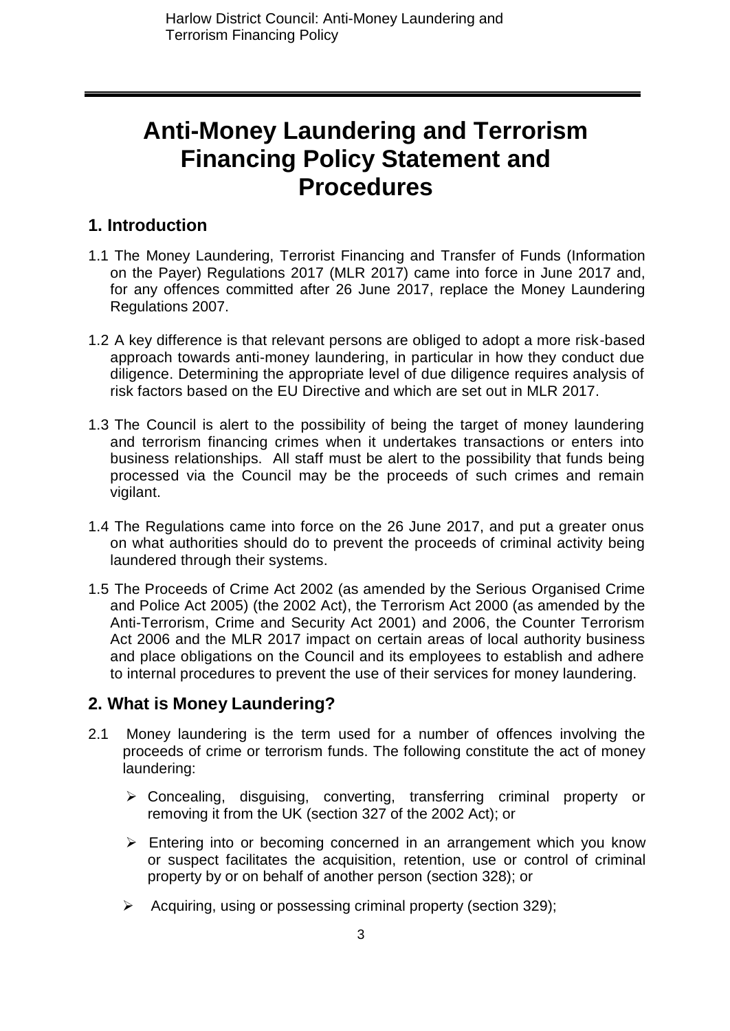# Anti-Money Laundering and Terrorism Financing Policy Statement and Procedures

## 1. Introduction

1.1 The Money Laundering, Terrorist Financing and Transfer of Funds (Information on the Payer) Regulations 2017 (MLR 2017) came into force in June 2017 and, for any offences committed after 26 June 2017, replace the Money Laundering Regulations 2007.

1.2 A key difference is that relevant persons are obliged to adopt a more risk-based approach towards anti-money laundering, in particular in how they conduct due diligence. Determining the appropriate level of due diligence requires analysis of risk factors based on the EU Directive and which are set out in MLR 2017.

1.3 The Council is alert to the possibility of being the target of money laundering and terrorism financing crimes when it undertakes transactions or enters into business relationships. All staff must be alert to the possibility that funds being processed via the Council may be the proceeds of such crimes and remain vigilant.

1.4 The Regulations came into force on the 26 June 2017, and put a greater onus on what authorities should do to prevent the proceeds of criminal activity being laundered through their systems.

1.5 The Proceeds of Crime Act 2002 (as amended by the Serious Organised Crime and Police Act 2005) (the 2002 Act), the Terrorism Act 2000 (as amended by the Anti-Terrorism, Crime and Security Act 2001) and 2006, the Counter Terrorism Act 2006 and the MLR 2017 impact on certain areas of local authority business and place obligations on the Council and its employees to establish and adhere to internal procedures to prevent the use of their services for money laundering.

## 2. What is Money Laundering?

2.1 Money laundering is the term used for a number of offences involving the proceeds of crime or terrorism funds. The following constitute the act of money laundering:

- Concealing, disguising, converting, transferring criminal property or removing it from the UK (section 327 of the 2002 Act); or
- Entering into or becoming concerned in an arrangement which you know or suspect facilitates the acquisition, retention, use or control of criminal property by or on behalf of another person (section 328); or
- Acquiring, using or possessing criminal property (section 329);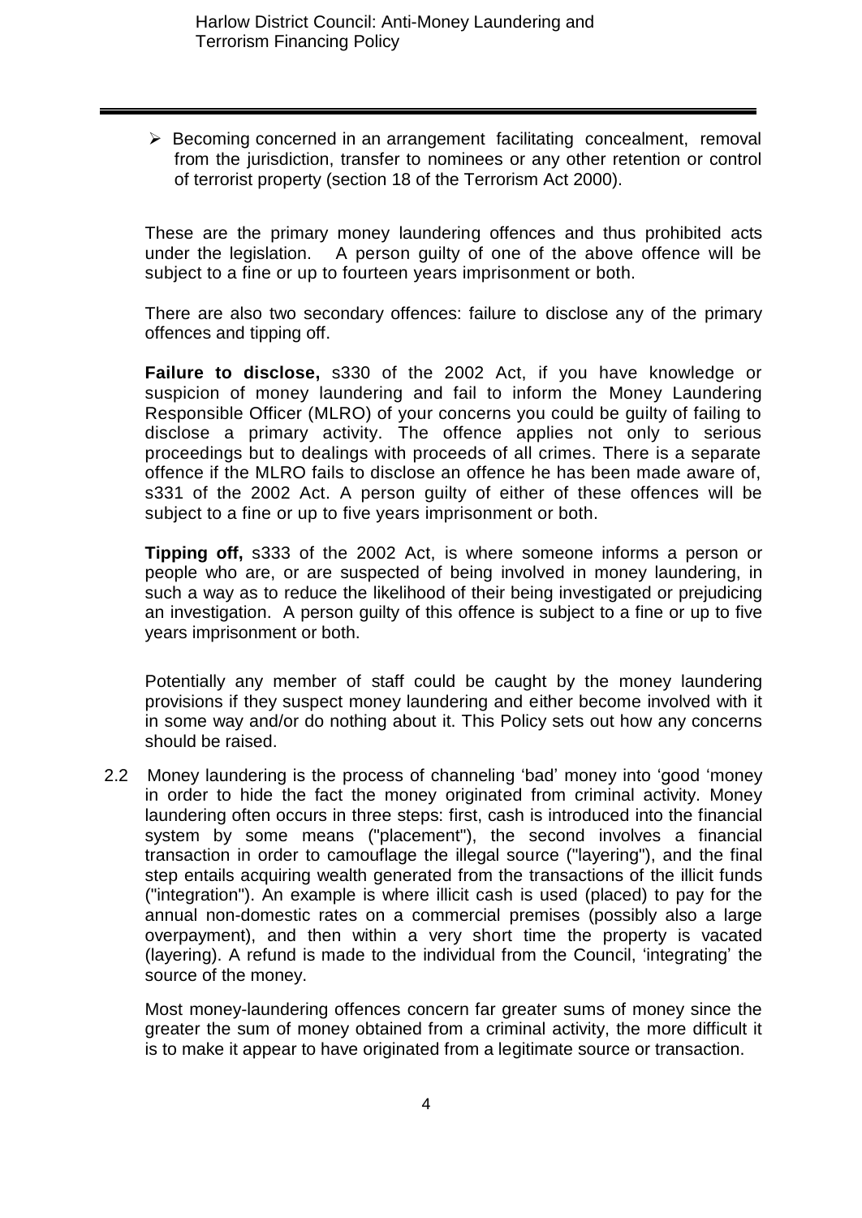- Becoming concerned in an arrangement facilitating concealment, removal from the jurisdiction, transfer to nominees or any other retention or control of terrorist property (section 18 of the Terrorism Act 2000).

These are the primary money laundering offences and thus prohibited acts under the legislation. A person guilty of one of the above offence will be subject to a fine or up to fourteen years imprisonment or both.

There are also two secondary offences: failure to disclose any of the primary offences and tipping off.

**Failure to disclose,** s330 of the 2002 Act, if you have knowledge or suspicion of money laundering and fail to inform the Money Laundering Responsible Officer (MLRO) of your concerns you could be guilty of failing to disclose a primary activity. The offence applies not only to serious proceedings but to dealings with proceeds of all crimes. There is a separate offence if the MLRO fails to disclose an offence he has been made aware of, s331 of the 2002 Act. A person guilty of either of these offences will be subject to a fine or up to five years imprisonment or both.

**Tipping off,** s333 of the 2002 Act, is where someone informs a person or people who are, or are suspected of being involved in money laundering, in such a way as to reduce the likelihood of their being investigated or prejudicing an investigation. A person guilty of this offence is subject to a fine or up to five years imprisonment or both.

Potentially any member of staff could be caught by the money laundering provisions if they suspect money laundering and either become involved with it in some way and/or do nothing about it. This Policy sets out how any concerns should be raised.

2.2 Money laundering is the process of channeling 'bad' money into 'good 'money in order to hide the fact the money originated from criminal activity. Money laundering often occurs in three steps: first, cash is introduced into the financial system by some means ("placement"), the second involves a financial transaction in order to camouflage the illegal source ("layering"), and the final step entails acquiring wealth generated from the transactions of the illicit funds ("integration"). An example is where illicit cash is used (placed) to pay for the annual non-domestic rates on a commercial premises (possibly also a large overpayment), and then within a very short time the property is vacated (layering). A refund is made to the individual from the Council, 'integrating' the source of the money.

Most money-laundering offences concern far greater sums of money since the greater the sum of money obtained from a criminal activity, the more difficult it is to make it appear to have originated from a legitimate source or transaction.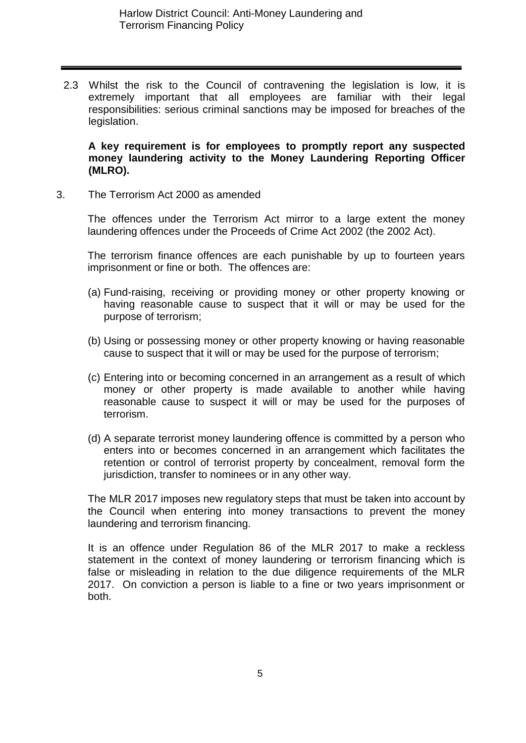2.3 Whilst the risk to the Council of contravening the legislation is low, it is extremely important that all employees are familiar with their legal responsibilities: serious criminal sanctions may be imposed for breaches of the legislation.

**A key requirement is for employees to promptly report any suspected money laundering activity to the Money Laundering Reporting Officer (MLRO).**

3. The Terrorism Act 2000 as amended

The offences under the Terrorism Act mirror to a large extent the money laundering offences under the Proceeds of Crime Act 2002 (the 2002 Act).

The terrorism finance offences are each punishable by up to fourteen years imprisonment or fine or both. The offences are:

(a) Fund-raising, receiving or providing money or other property knowing or having reasonable cause to suspect that it will or may be used for the purpose of terrorism;

(b) Using or possessing money or other property knowing or having reasonable cause to suspect that it will or may be used for the purpose of terrorism;

(c) Entering into or becoming concerned in an arrangement as a result of which money or other property is made available to another while having reasonable cause to suspect it will or may be used for the purposes of terrorism.

(d) A separate terrorist money laundering offence is committed by a person who enters into or becomes concerned in an arrangement which facilitates the retention or control of terrorist property by concealment, removal form the jurisdiction, transfer to nominees or in any other way.

The MLR 2017 imposes new regulatory steps that must be taken into account by the Council when entering into money transactions to prevent the money laundering and terrorism financing.

It is an offence under Regulation 86 of the MLR 2017 to make a reckless statement in the context of money laundering or terrorism financing which is false or misleading in relation to the due diligence requirements of the MLR 2017. On conviction a person is liable to a fine or two years imprisonment or both.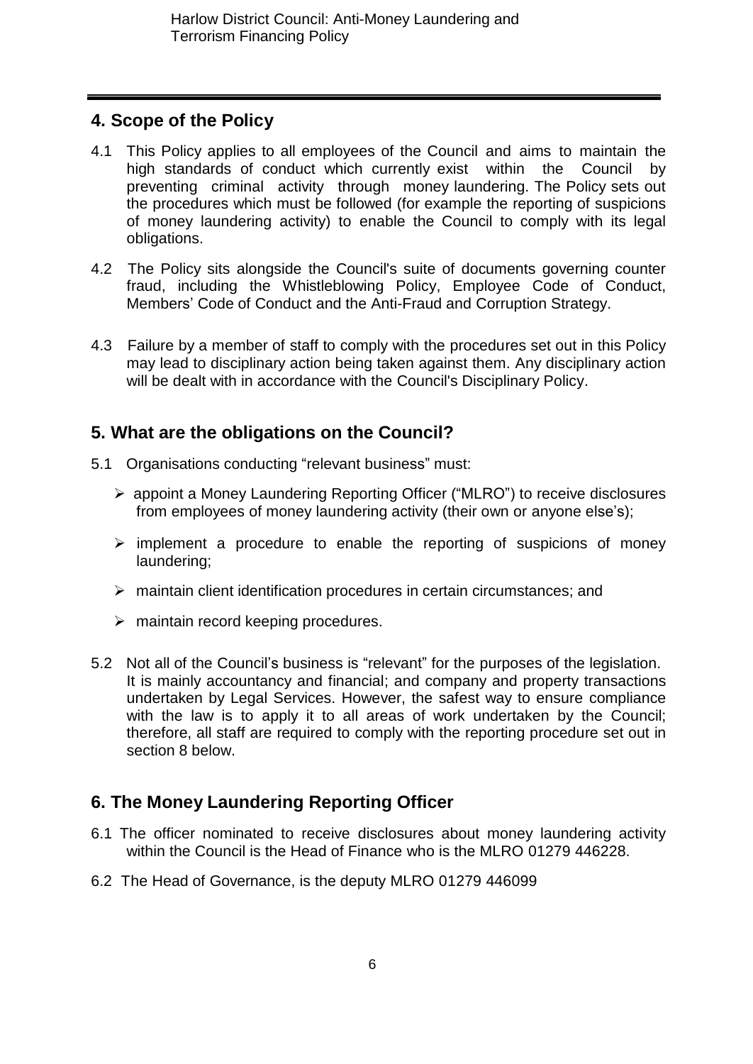## 4. Scope of the Policy

4.1 This Policy applies to all employees of the Council and aims to maintain the high standards of conduct which currently exist within the Council by preventing criminal activity through money laundering. The Policy sets out the procedures which must be followed (for example the reporting of suspicions of money laundering activity) to enable the Council to comply with its legal obligations.

4.2 The Policy sits alongside the Council's suite of documents governing counter fraud, including the Whistleblowing Policy, Employee Code of Conduct, Members' Code of Conduct and the Anti-Fraud and Corruption Strategy.

4.3 Failure by a member of staff to comply with the procedures set out in this Policy may lead to disciplinary action being taken against them. Any disciplinary action will be dealt with in accordance with the Council's Disciplinary Policy.

## 5. What are the obligations on the Council?

5.1 Organisations conducting "relevant business" must:

- appoint a Money Laundering Reporting Officer ("MLRO") to receive disclosures from employees of money laundering activity (their own or anyone else's);
- implement a procedure to enable the reporting of suspicions of money laundering;
- maintain client identification procedures in certain circumstances; and
- maintain record keeping procedures.

5.2 Not all of the Council's business is "relevant" for the purposes of the legislation. It is mainly accountancy and financial; and company and property transactions undertaken by Legal Services. However, the safest way to ensure compliance with the law is to apply it to all areas of work undertaken by the Council; therefore, all staff are required to comply with the reporting procedure set out in section 8 below.

## 6. The Money Laundering Reporting Officer

6.1 The officer nominated to receive disclosures about money laundering activity within the Council is the Head of Finance who is the MLRO 01279 446228.

6.2 The Head of Governance, is the deputy MLRO 01279 446099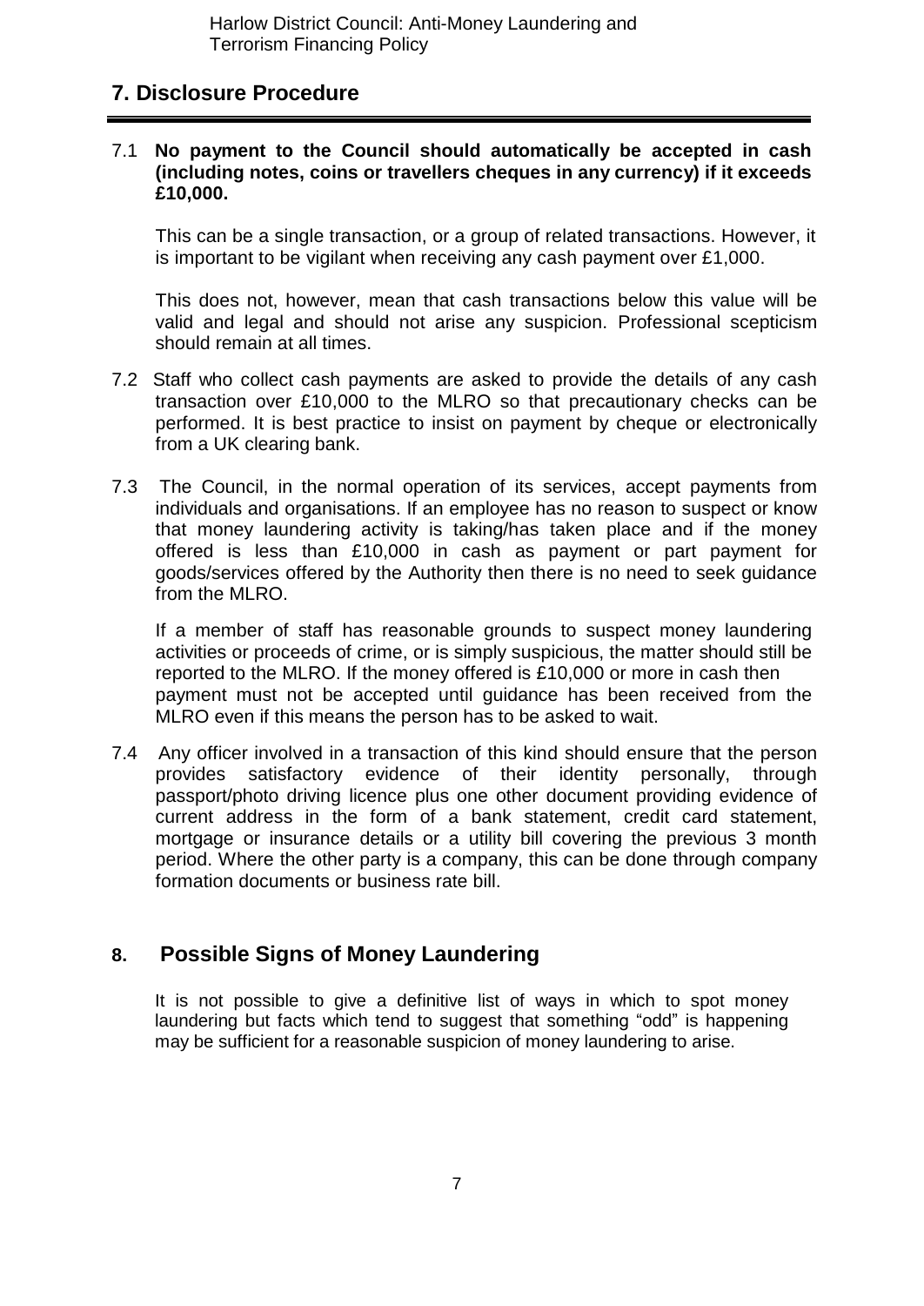## 7. Disclosure Procedure

7.1 **No payment to the Council should automatically be accepted in cash (including notes, coins or travellers cheques in any currency) if it exceeds £10,000.**

This can be a single transaction, or a group of related transactions. However, it is important to be vigilant when receiving any cash payment over £1,000.

This does not, however, mean that cash transactions below this value will be valid and legal and should not arise any suspicion. Professional scepticism should remain at all times.

7.2 Staff who collect cash payments are asked to provide the details of any cash transaction over £10,000 to the MLRO so that precautionary checks can be performed. It is best practice to insist on payment by cheque or electronically from a UK clearing bank.

7.3 The Council, in the normal operation of its services, accept payments from individuals and organisations. If an employee has no reason to suspect or know that money laundering activity is taking/has taken place and if the money offered is less than £10,000 in cash as payment or part payment for goods/services offered by the Authority then there is no need to seek guidance from the MLRO.

If a member of staff has reasonable grounds to suspect money laundering activities or proceeds of crime, or is simply suspicious, the matter should still be reported to the MLRO. If the money offered is £10,000 or more in cash then payment must not be accepted until guidance has been received from the MLRO even if this means the person has to be asked to wait.

7.4 Any officer involved in a transaction of this kind should ensure that the person provides satisfactory evidence of their identity personally, through passport/photo driving licence plus one other document providing evidence of current address in the form of a bank statement, credit card statement, mortgage or insurance details or a utility bill covering the previous 3 month period. Where the other party is a company, this can be done through company formation documents or business rate bill.

## 8. Possible Signs of Money Laundering

It is not possible to give a definitive list of ways in which to spot money laundering but facts which tend to suggest that something "odd" is happening may be sufficient for a reasonable suspicion of money laundering to arise.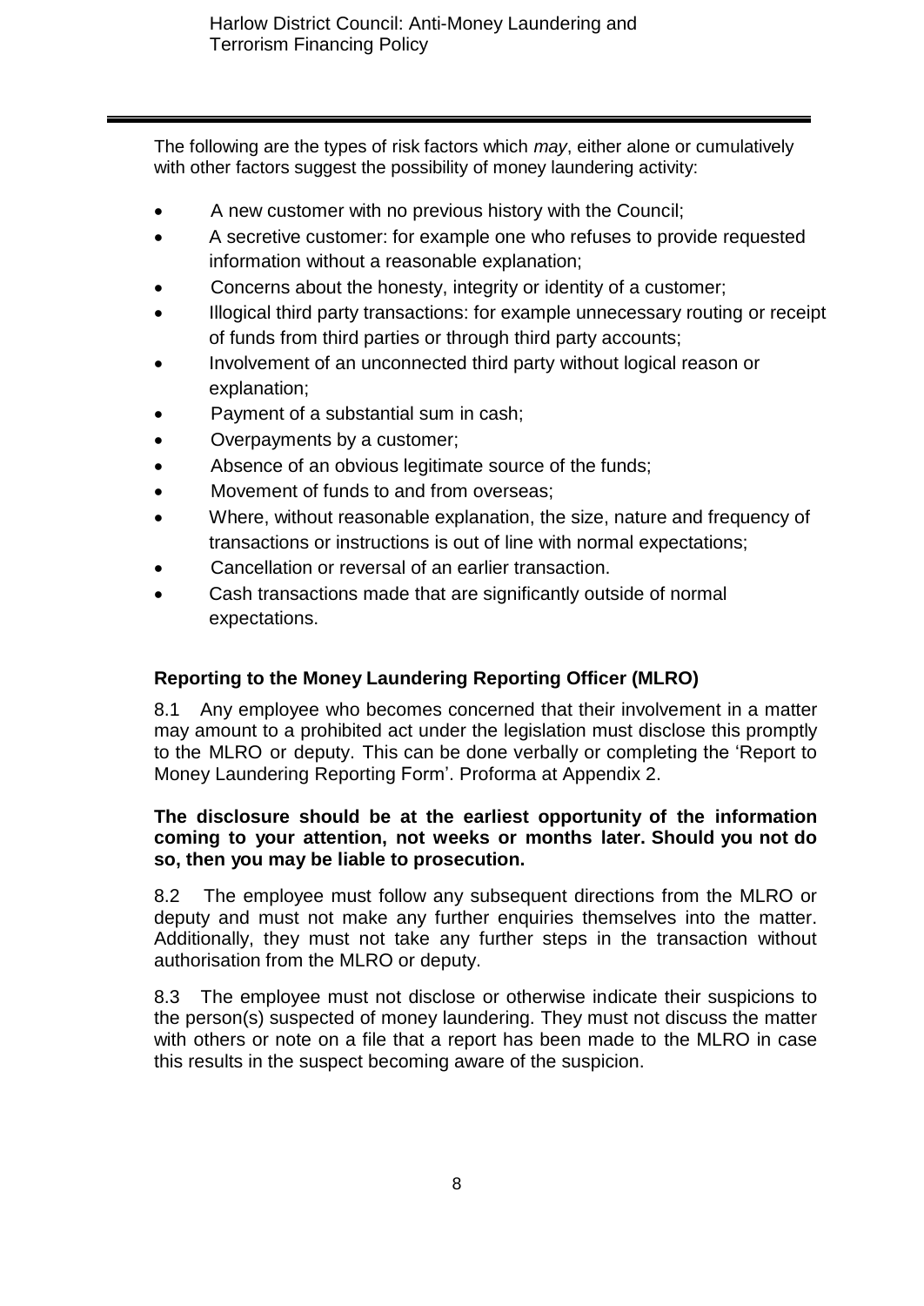The following are the types of risk factors which *may*, either alone or cumulatively with other factors suggest the possibility of money laundering activity:

- A new customer with no previous history with the Council;
- A secretive customer: for example one who refuses to provide requested information without a reasonable explanation;
- Concerns about the honesty, integrity or identity of a customer;
- Illogical third party transactions: for example unnecessary routing or receipt of funds from third parties or through third party accounts;
- Involvement of an unconnected third party without logical reason or explanation;
- Payment of a substantial sum in cash;
- Overpayments by a customer;
- Absence of an obvious legitimate source of the funds;
- Movement of funds to and from overseas;
- Where, without reasonable explanation, the size, nature and frequency of transactions or instructions is out of line with normal expectations;
- Cancellation or reversal of an earlier transaction.
- Cash transactions made that are significantly outside of normal expectations.

## Reporting to the Money Laundering Reporting Officer (MLRO)

8.1 Any employee who becomes concerned that their involvement in a matter may amount to a prohibited act under the legislation must disclose this promptly to the MLRO or deputy. This can be done verbally or completing the 'Report to Money Laundering Reporting Form'. Proforma at Appendix 2.

**The disclosure should be at the earliest opportunity of the information coming to your attention, not weeks or months later. Should you not do so, then you may be liable to prosecution.**

8.2 The employee must follow any subsequent directions from the MLRO or deputy and must not make any further enquiries themselves into the matter. Additionally, they must not take any further steps in the transaction without authorisation from the MLRO or deputy.

8.3 The employee must not disclose or otherwise indicate their suspicions to the person(s) suspected of money laundering. They must not discuss the matter with others or note on a file that a report has been made to the MLRO in case this results in the suspect becoming aware of the suspicion.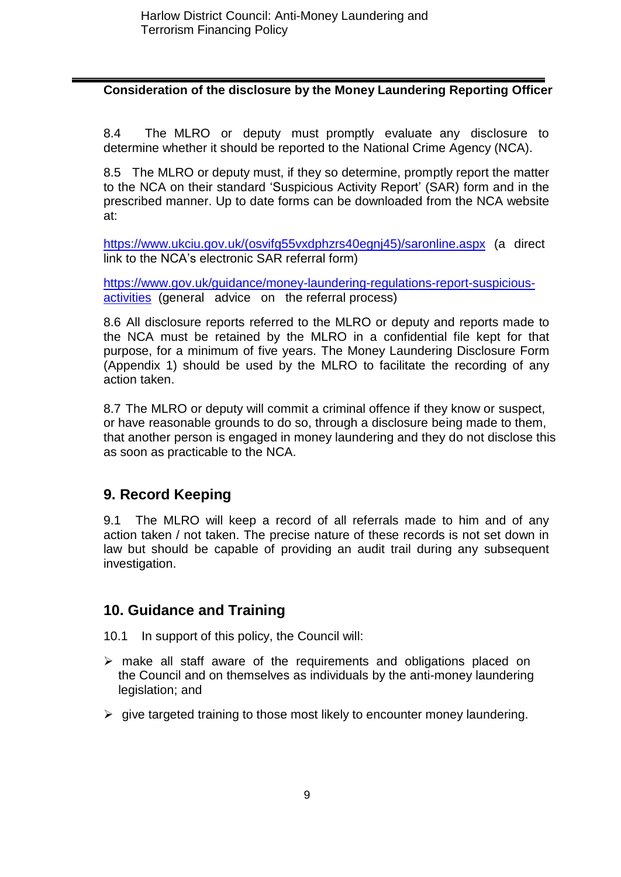**Consideration of the disclosure by the Money Laundering Reporting Officer**

8.4 The MLRO or deputy must promptly evaluate any disclosure to determine whether it should be reported to the National Crime Agency (NCA).

8.5 The MLRO or deputy must, if they so determine, promptly report the matter to the NCA on their standard 'Suspicious Activity Report' (SAR) form and in the prescribed manner. Up to date forms can be downloaded from the NCA website at:

[https://www.ukciu.gov.uk/(osvifg55vxdphzrs40egnj45)/saronline.aspx](https://www.ukciu.gov.uk/(osvifg55vxdphzrs40egnj45)/saronline.aspx) (a direct link to the NCA's electronic SAR referral form)

[https://www.gov.uk/guidance/money-laundering-regulations-report-suspicious-activities](https://www.gov.uk/guidance/money-laundering-regulations-report-suspicious-activities) (general advice on the referral process)

8.6 All disclosure reports referred to the MLRO or deputy and reports made to the NCA must be retained by the MLRO in a confidential file kept for that purpose, for a minimum of five years. The Money Laundering Disclosure Form (Appendix 1) should be used by the MLRO to facilitate the recording of any action taken.

8.7 The MLRO or deputy will commit a criminal offence if they know or suspect, or have reasonable grounds to do so, through a disclosure being made to them, that another person is engaged in money laundering and they do not disclose this as soon as practicable to the NCA.

## 9. Record Keeping

9.1 The MLRO will keep a record of all referrals made to him and of any action taken / not taken. The precise nature of these records is not set down in law but should be capable of providing an audit trail during any subsequent investigation.

## 10. Guidance and Training

10.1 In support of this policy, the Council will:

- make all staff aware of the requirements and obligations placed on the Council and on themselves as individuals by the anti-money laundering legislation; and
- give targeted training to those most likely to encounter money laundering.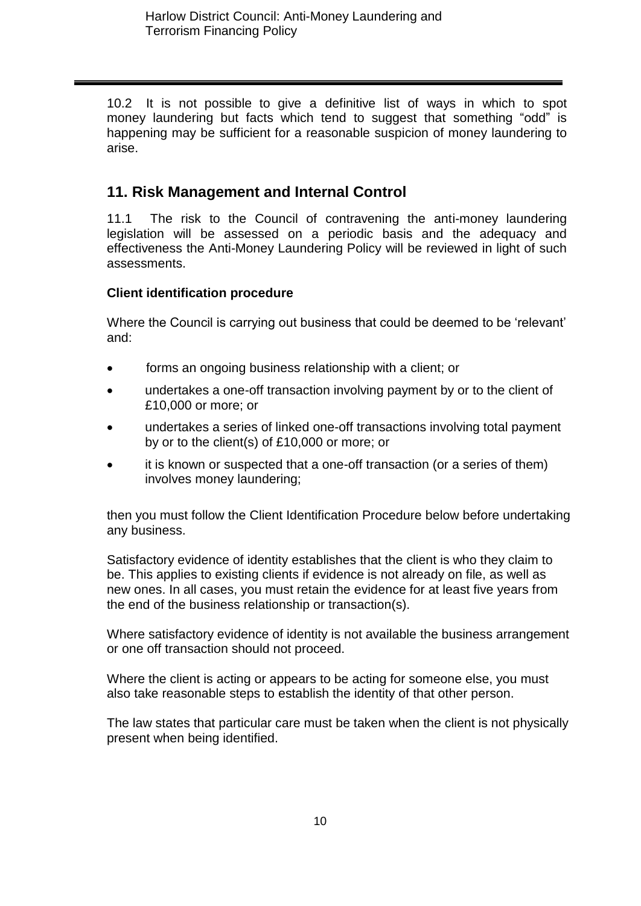10.2 It is not possible to give a definitive list of ways in which to spot money laundering but facts which tend to suggest that something "odd" is happening may be sufficient for a reasonable suspicion of money laundering to arise.

## 11. Risk Management and Internal Control

11.1 The risk to the Council of contravening the anti-money laundering legislation will be assessed on a periodic basis and the adequacy and effectiveness the Anti-Money Laundering Policy will be reviewed in light of such assessments.

**Client identification procedure**

Where the Council is carrying out business that could be deemed to be 'relevant' and:

- forms an ongoing business relationship with a client; or
- undertakes a one-off transaction involving payment by or to the client of £10,000 or more; or
- undertakes a series of linked one-off transactions involving total payment by or to the client(s) of £10,000 or more; or
- it is known or suspected that a one-off transaction (or a series of them) involves money laundering;

then you must follow the Client Identification Procedure below before undertaking any business.

Satisfactory evidence of identity establishes that the client is who they claim to be. This applies to existing clients if evidence is not already on file, as well as new ones. In all cases, you must retain the evidence for at least five years from the end of the business relationship or transaction(s).

Where satisfactory evidence of identity is not available the business arrangement or one off transaction should not proceed.

Where the client is acting or appears to be acting for someone else, you must also take reasonable steps to establish the identity of that other person.

The law states that particular care must be taken when the client is not physically present when being identified.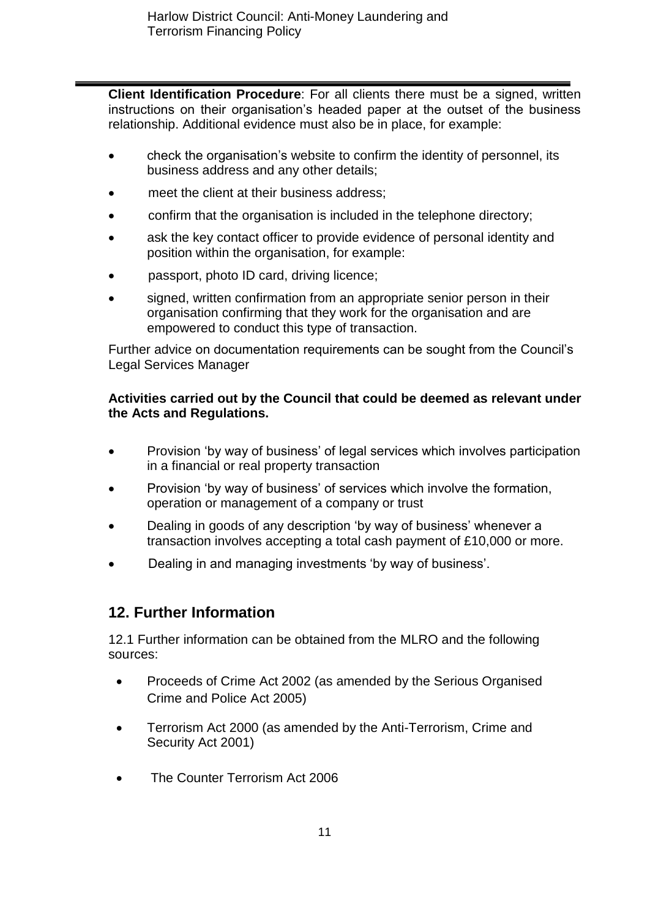**Client Identification Procedure**: For all clients there must be a signed, written instructions on their organisation's headed paper at the outset of the business relationship. Additional evidence must also be in place, for example:

- check the organisation's website to confirm the identity of personnel, its business address and any other details;
- meet the client at their business address;
- confirm that the organisation is included in the telephone directory;
- ask the key contact officer to provide evidence of personal identity and position within the organisation, for example:
- passport, photo ID card, driving licence;
- signed, written confirmation from an appropriate senior person in their organisation confirming that they work for the organisation and are empowered to conduct this type of transaction.

Further advice on documentation requirements can be sought from the Council's Legal Services Manager

**Activities carried out by the Council that could be deemed as relevant under the Acts and Regulations.**

- Provision 'by way of business' of legal services which involves participation in a financial or real property transaction
- Provision 'by way of business' of services which involve the formation, operation or management of a company or trust
- Dealing in goods of any description 'by way of business' whenever a transaction involves accepting a total cash payment of £10,000 or more.
- Dealing in and managing investments 'by way of business'.

## 12. Further Information

12.1 Further information can be obtained from the MLRO and the following sources:

- Proceeds of Crime Act 2002 (as amended by the Serious Organised Crime and Police Act 2005)
- Terrorism Act 2000 (as amended by the Anti-Terrorism, Crime and Security Act 2001)
- The Counter Terrorism Act 2006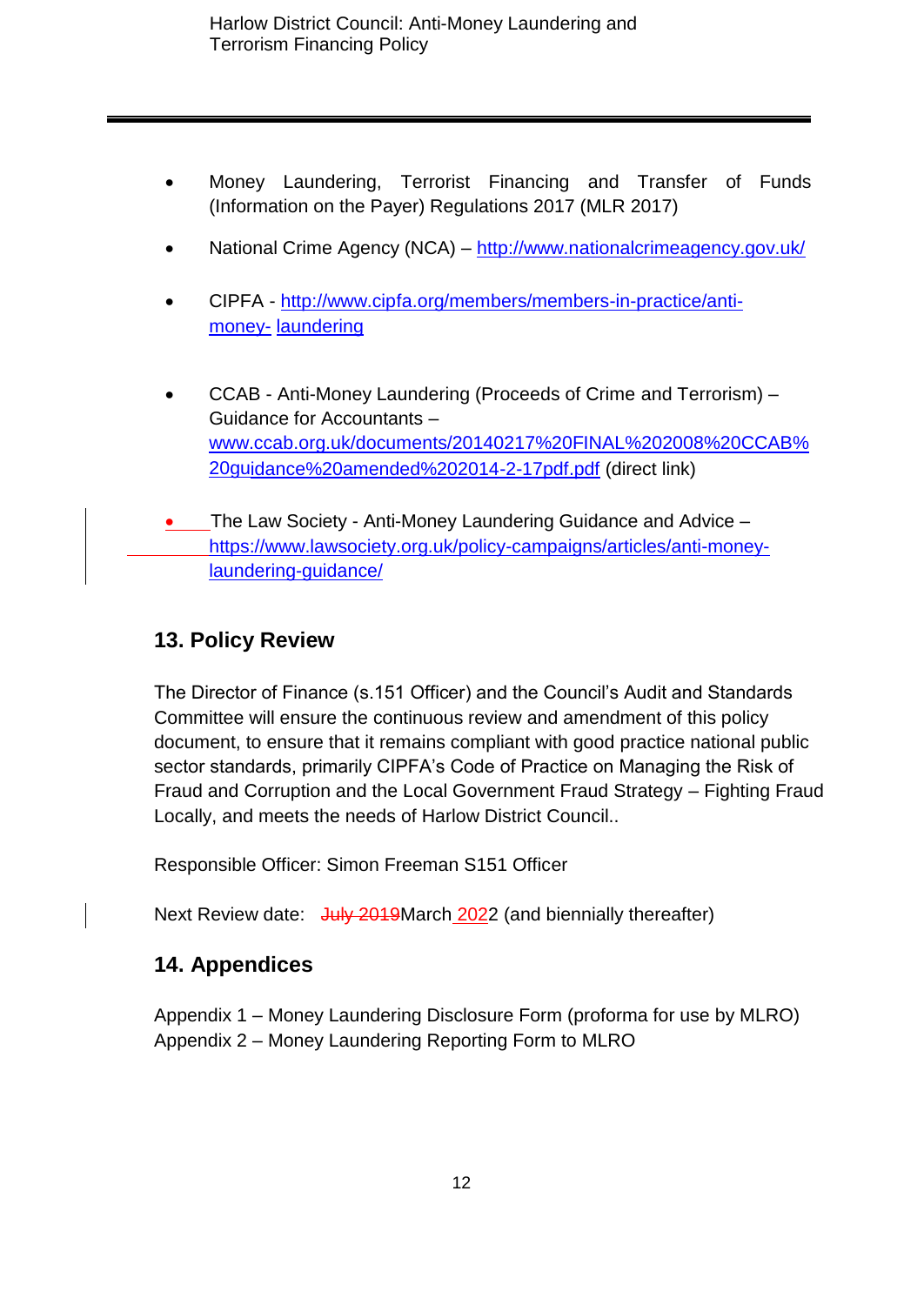- Money Laundering, Terrorist Financing and Transfer of Funds (Information on the Payer) Regulations 2017 (MLR 2017)
- National Crime Agency (NCA) – http://www.nationalcrimeagency.gov.uk/
- CIPFA - http://www.cipfa.org/members/members-in-practice/anti-money- laundering
- CCAB - Anti-Money Laundering (Proceeds of Crime and Terrorism) – Guidance for Accountants – www.ccab.org.uk/documents/20140217%20FINAL%202008%20CCAB%20guidance%20amended%202014-2-17pdf.pdf (direct link)
- The Law Society - Anti-Money Laundering Guidance and Advice – https://www.lawsociety.org.uk/policy-campaigns/articles/anti-money-laundering-guidance/

## 13. Policy Review

The Director of Finance (s.151 Officer) and the Council's Audit and Standards Committee will ensure the continuous review and amendment of this policy document, to ensure that it remains compliant with good practice national public sector standards, primarily CIPFA's Code of Practice on Managing the Risk of Fraud and Corruption and the Local Government Fraud Strategy – Fighting Fraud Locally, and meets the needs of Harlow District Council..

Responsible Officer: Simon Freeman S151 Officer

Next Review date: ~~July 2019~~March 2022 (and biennially thereafter)

## 14. Appendices

Appendix 1 – Money Laundering Disclosure Form (proforma for use by MLRO)
Appendix 2 – Money Laundering Reporting Form to MLRO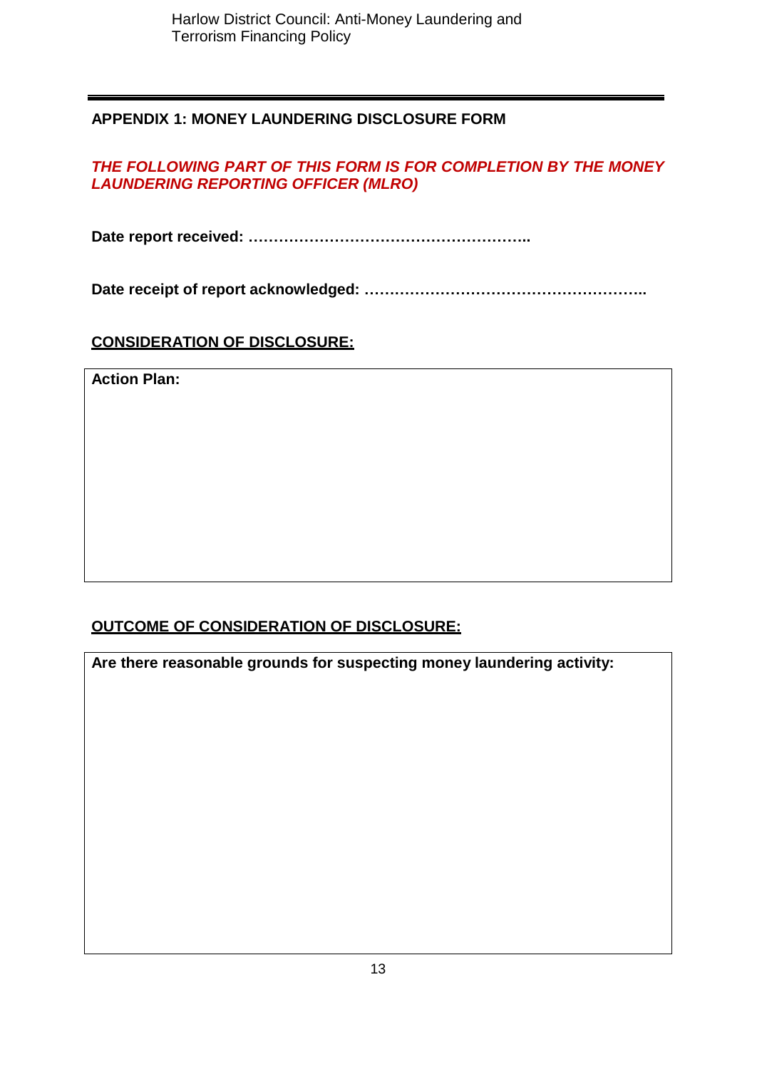## APPENDIX 1: MONEY LAUNDERING DISCLOSURE FORM

***THE FOLLOWING PART OF THIS FORM IS FOR COMPLETION BY THE MONEY LAUNDERING REPORTING OFFICER (MLRO)***

**Date report received: ………………………………………………..**

**Date receipt of report acknowledged: ………………………………………………..**

**CONSIDERATION OF DISCLOSURE:**

| **Action Plan:** |
| --- |
| |

**OUTCOME OF CONSIDERATION OF DISCLOSURE:**

| **Are there reasonable grounds for suspecting money laundering activity:** |
| --- |
| |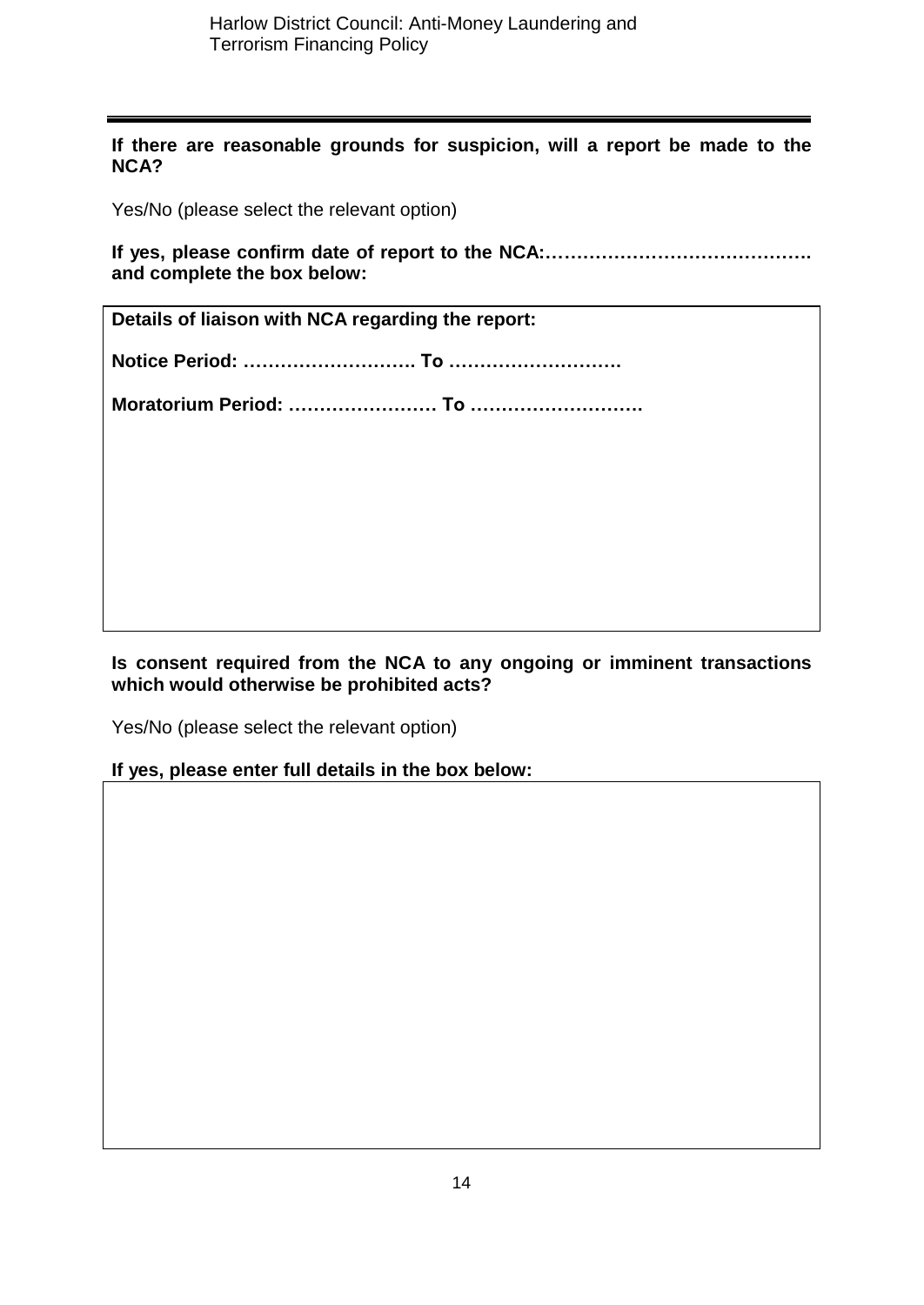**If there are reasonable grounds for suspicion, will a report be made to the NCA?**

Yes/No (please select the relevant option)

**If yes, please confirm date of report to the NCA:……………………………………. and complete the box below:**

| **Details of liaison with NCA regarding the report:**<br><br>**Notice Period: ………………………. To ……………………….**<br><br>**Moratorium Period: …………………… To ……………………….** |
|---|

**Is consent required from the NCA to any ongoing or imminent transactions which would otherwise be prohibited acts?**

Yes/No (please select the relevant option)

**If yes, please enter full details in the box below:**

| |
|---|
| |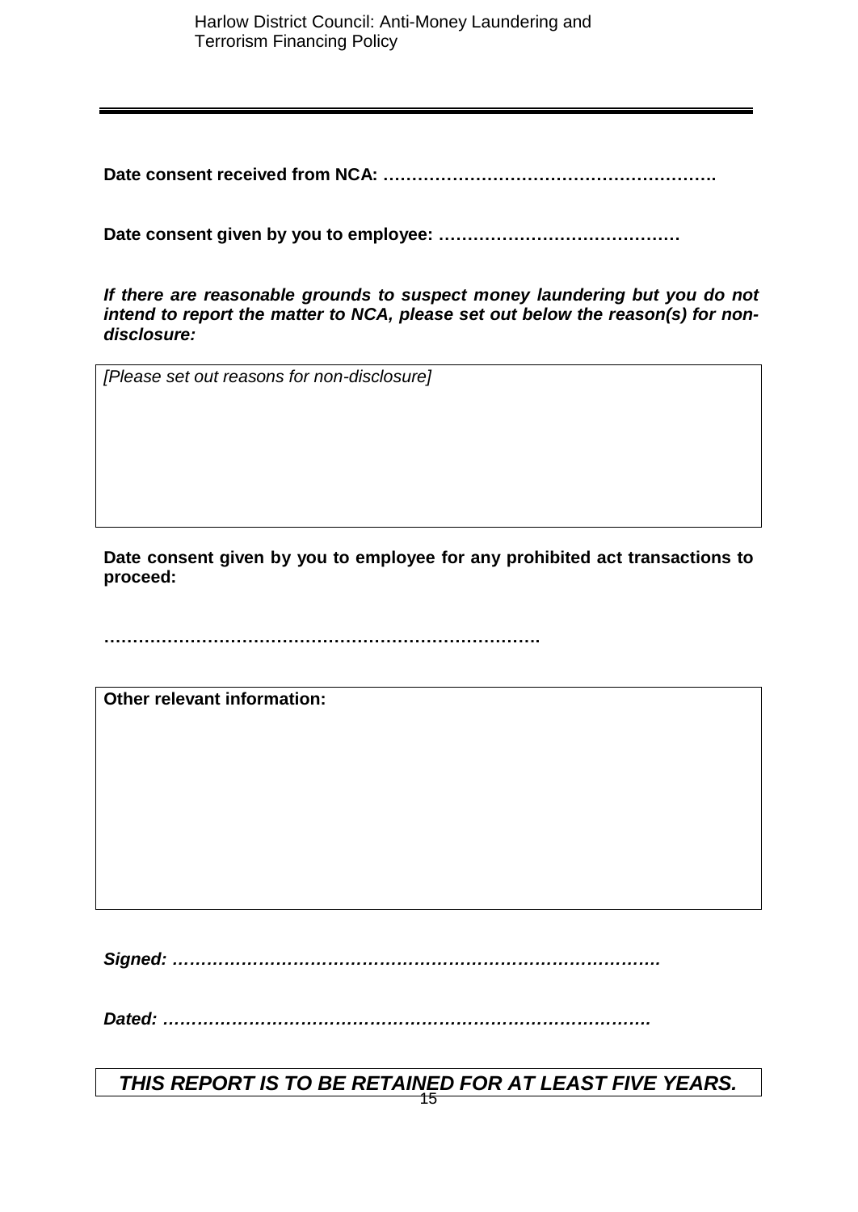**Date consent received from NCA: ………………………………………………….**

**Date consent given by you to employee: ……………………………………**

***If there are reasonable grounds to suspect money laundering but you do not intend to report the matter to NCA, please set out below the reason(s) for non-disclosure:***

| *[Please set out reasons for non-disclosure]* |
|---|
| |

**Date consent given by you to employee for any prohibited act transactions to proceed:**

**…………………………………………………………………**

| **Other relevant information:** |
|---|
| |

***Signed: ……………………………………………………………………….***

***Dated: ……………………………………………………………………….***

***THIS REPORT IS TO BE RETAINED FOR AT LEAST FIVE YEARS.***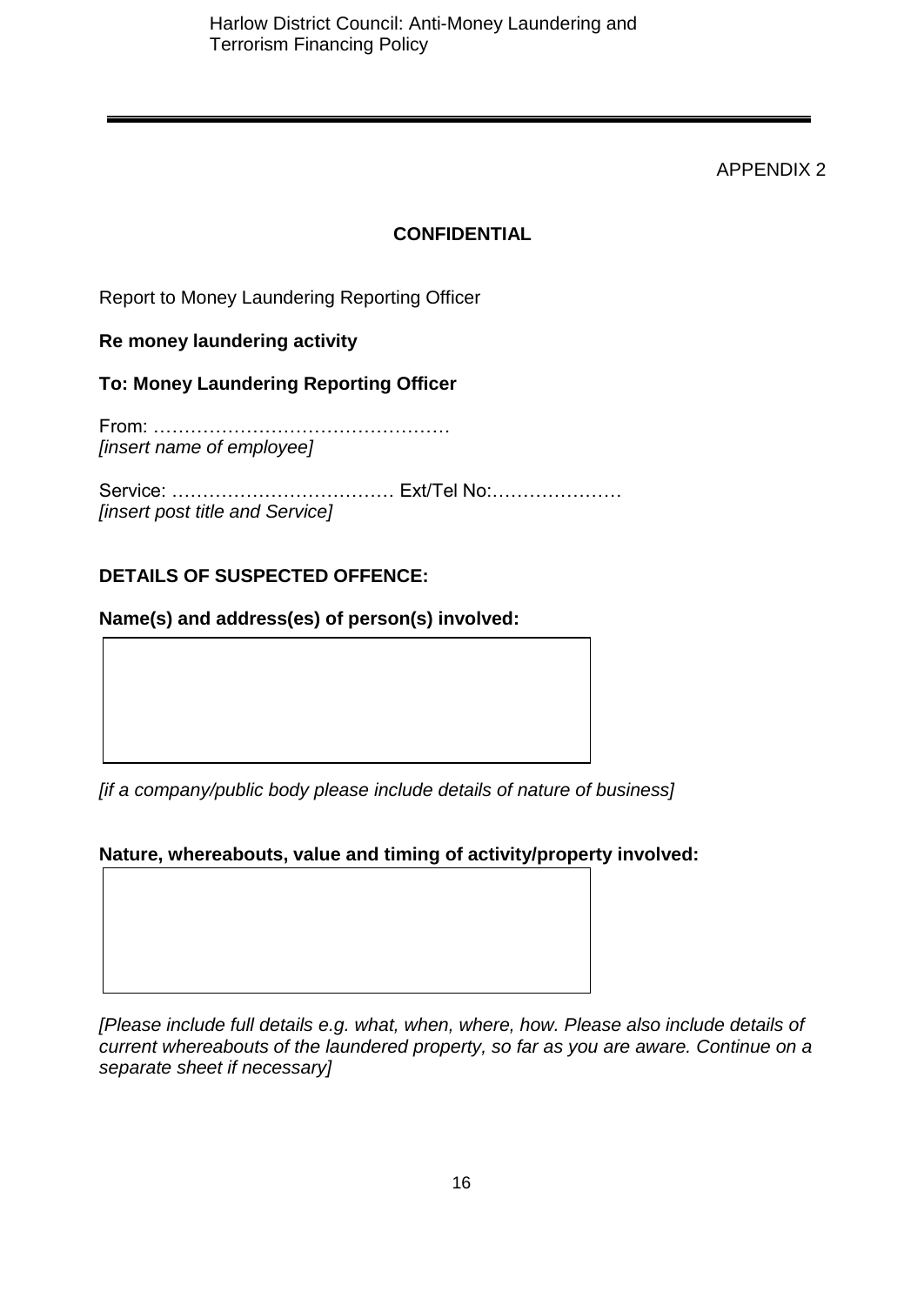APPENDIX 2

**CONFIDENTIAL**

Report to Money Laundering Reporting Officer

**Re money laundering activity**

**To: Money Laundering Reporting Officer**

From: …………………………………………
*[insert name of employee]*

Service: ……………………………… Ext/Tel No:…………………
*[insert post title and Service]*

**DETAILS OF SUSPECTED OFFENCE:**

**Name(s) and address(es) of person(s) involved:**

*[if a company/public body please include details of nature of business]*

**Nature, whereabouts, value and timing of activity/property involved:**

*[Please include full details e.g. what, when, where, how. Please also include details of current whereabouts of the laundered property, so far as you are aware. Continue on a separate sheet if necessary]*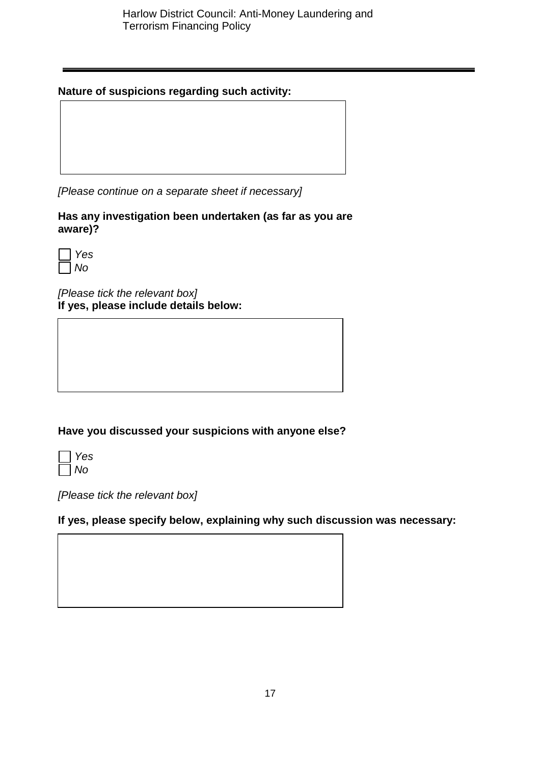**Nature of suspicions regarding such activity:**

*[Please continue on a separate sheet if necessary]*

**Has any investigation been undertaken (as far as you are aware)?**

☐ *Yes*
☐ *No*

*[Please tick the relevant box]*

**If yes, please include details below:**

**Have you discussed your suspicions with anyone else?**

☐ *Yes*
☐ *No*

*[Please tick the relevant box]*

**If yes, please specify below, explaining why such discussion was necessary:**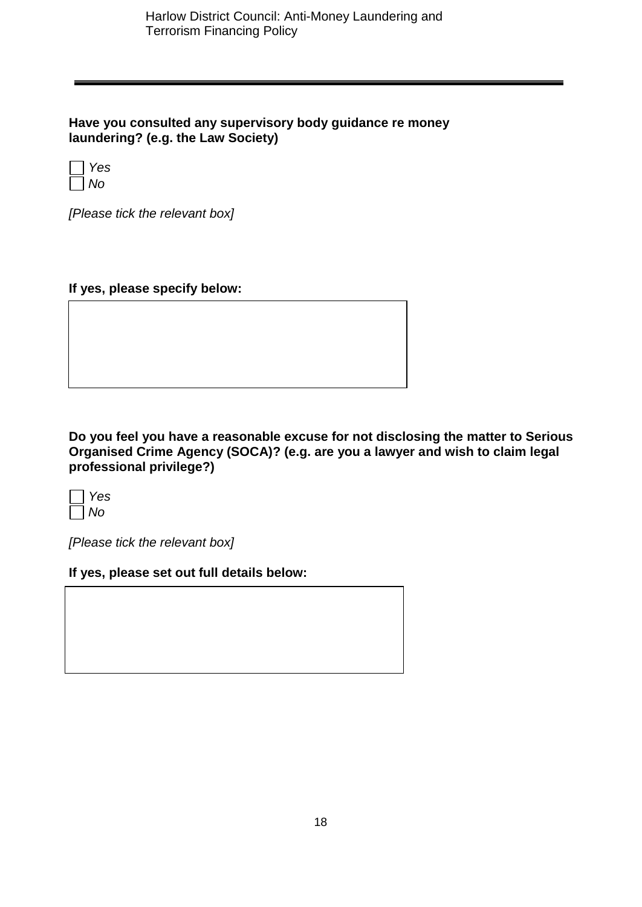**Have you consulted any supervisory body guidance re money laundering? (e.g. the Law Society)**

☐ *Yes*
☐ *No*

*[Please tick the relevant box]*

**If yes, please specify below:**

| |
|---|
| |

**Do you feel you have a reasonable excuse for not disclosing the matter to Serious Organised Crime Agency (SOCA)? (e.g. are you a lawyer and wish to claim legal professional privilege?)**

☐ *Yes*
☐ *No*

*[Please tick the relevant box]*

**If yes, please set out full details below:**

| |
|---|
| |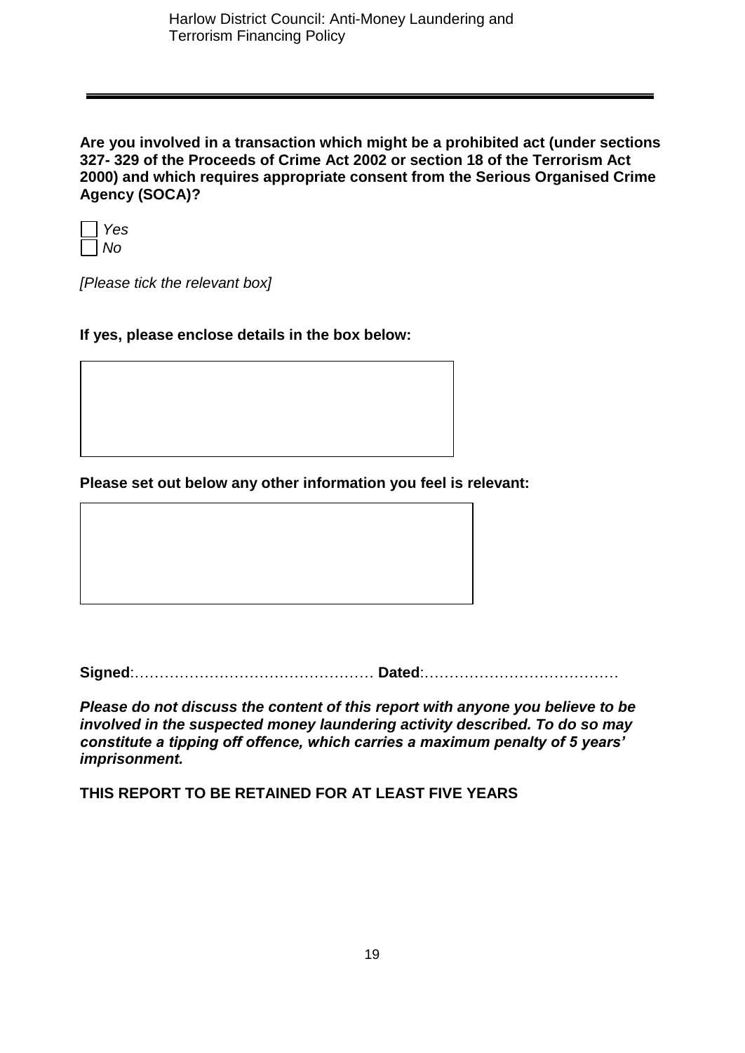**Are you involved in a transaction which might be a prohibited act (under sections 327- 329 of the Proceeds of Crime Act 2002 or section 18 of the Terrorism Act 2000) and which requires appropriate consent from the Serious Organised Crime Agency (SOCA)?**

- [ ] *Yes*
- [ ] *No*

*[Please tick the relevant box]*

**If yes, please enclose details in the box below:**

| |
|---|
| |

**Please set out below any other information you feel is relevant:**

| |
|---|
| |

**Signed**:………………………………………… **Dated**:…………………………………

***Please do not discuss the content of this report with anyone you believe to be involved in the suspected money laundering activity described. To do so may constitute a tipping off offence, which carries a maximum penalty of 5 years' imprisonment.***

**THIS REPORT TO BE RETAINED FOR AT LEAST FIVE YEARS**